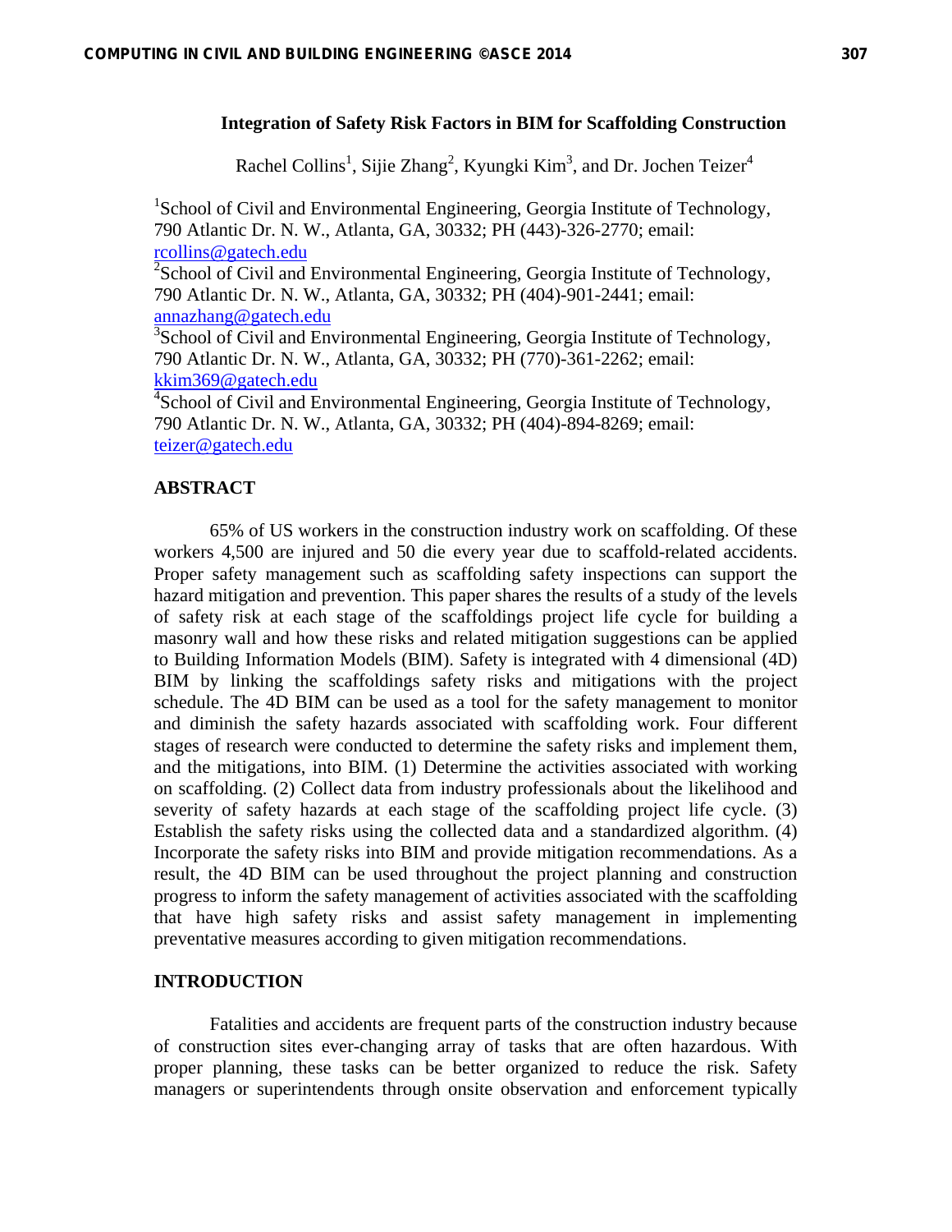# Integration of Safety Risk Factors in BIM for Scaffolding Construction

Rachel Collins[1], Sijie Zhang[2], Kyungki Kim[3], and Dr. Jochen Teizer[4]

[1]School of Civil and Environmental Engineering, Georgia Institute of Technology, 790 Atlantic Dr. N. W., Atlanta, GA, 30332; PH (443)-326-2770; email: rcollins@gatech.edu

[2]School of Civil and Environmental Engineering, Georgia Institute of Technology, 790 Atlantic Dr. N. W., Atlanta, GA, 30332; PH (404)-901-2441; email: annazhang@gatech.edu

[3]School of Civil and Environmental Engineering, Georgia Institute of Technology, 790 Atlantic Dr. N. W., Atlanta, GA, 30332; PH (770)-361-2262; email: kkim369@gatech.edu

[4]School of Civil and Environmental Engineering, Georgia Institute of Technology, 790 Atlantic Dr. N. W., Atlanta, GA, 30332; PH (404)-894-8269; email: teizer@gatech.edu

## ABSTRACT

65% of US workers in the construction industry work on scaffolding. Of these workers 4,500 are injured and 50 die every year due to scaffold-related accidents. Proper safety management such as scaffolding safety inspections can support the hazard mitigation and prevention. This paper shares the results of a study of the levels of safety risk at each stage of the scaffoldings project life cycle for building a masonry wall and how these risks and related mitigation suggestions can be applied to Building Information Models (BIM). Safety is integrated with 4 dimensional (4D) BIM by linking the scaffoldings safety risks and mitigations with the project schedule. The 4D BIM can be used as a tool for the safety management to monitor and diminish the safety hazards associated with scaffolding work. Four different stages of research were conducted to determine the safety risks and implement them, and the mitigations, into BIM. (1) Determine the activities associated with working on scaffolding. (2) Collect data from industry professionals about the likelihood and severity of safety hazards at each stage of the scaffolding project life cycle. (3) Establish the safety risks using the collected data and a standardized algorithm. (4) Incorporate the safety risks into BIM and provide mitigation recommendations. As a result, the 4D BIM can be used throughout the project planning and construction progress to inform the safety management of activities associated with the scaffolding that have high safety risks and assist safety management in implementing preventative measures according to given mitigation recommendations.

## INTRODUCTION

Fatalities and accidents are frequent parts of the construction industry because of construction sites ever-changing array of tasks that are often hazardous. With proper planning, these tasks can be better organized to reduce the risk. Safety managers or superintendents through onsite observation and enforcement typically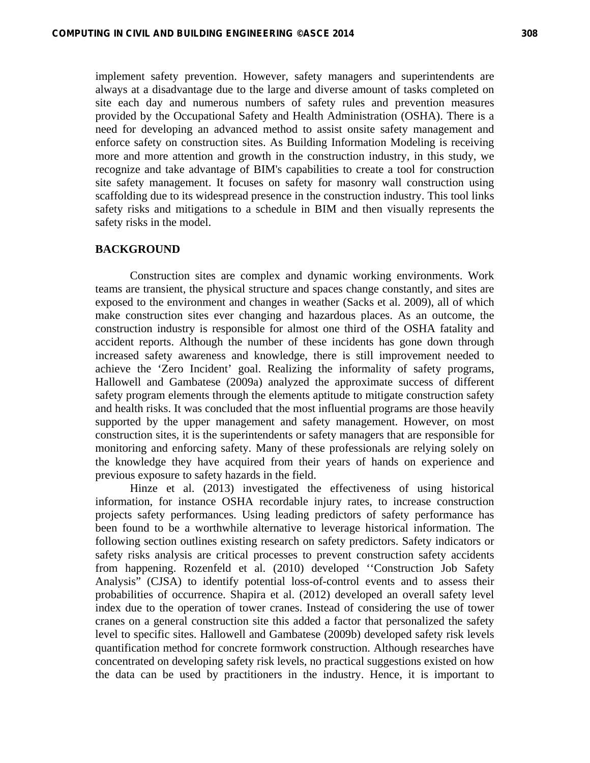implement safety prevention. However, safety managers and superintendents are always at a disadvantage due to the large and diverse amount of tasks completed on site each day and numerous numbers of safety rules and prevention measures provided by the Occupational Safety and Health Administration (OSHA). There is a need for developing an advanced method to assist onsite safety management and enforce safety on construction sites. As Building Information Modeling is receiving more and more attention and growth in the construction industry, in this study, we recognize and take advantage of BIM's capabilities to create a tool for construction site safety management. It focuses on safety for masonry wall construction using scaffolding due to its widespread presence in the construction industry. This tool links safety risks and mitigations to a schedule in BIM and then visually represents the safety risks in the model.

## BACKGROUND

Construction sites are complex and dynamic working environments. Work teams are transient, the physical structure and spaces change constantly, and sites are exposed to the environment and changes in weather (Sacks et al. 2009), all of which make construction sites ever changing and hazardous places. As an outcome, the construction industry is responsible for almost one third of the OSHA fatality and accident reports. Although the number of these incidents has gone down through increased safety awareness and knowledge, there is still improvement needed to achieve the 'Zero Incident' goal. Realizing the informality of safety programs, Hallowell and Gambatese (2009a) analyzed the approximate success of different safety program elements through the elements aptitude to mitigate construction safety and health risks. It was concluded that the most influential programs are those heavily supported by the upper management and safety management. However, on most construction sites, it is the superintendents or safety managers that are responsible for monitoring and enforcing safety. Many of these professionals are relying solely on the knowledge they have acquired from their years of hands on experience and previous exposure to safety hazards in the field.

Hinze et al. (2013) investigated the effectiveness of using historical information, for instance OSHA recordable injury rates, to increase construction projects safety performances. Using leading predictors of safety performance has been found to be a worthwhile alternative to leverage historical information. The following section outlines existing research on safety predictors. Safety indicators or safety risks analysis are critical processes to prevent construction safety accidents from happening. Rozenfeld et al. (2010) developed ''Construction Job Safety Analysis" (CJSA) to identify potential loss-of-control events and to assess their probabilities of occurrence. Shapira et al. (2012) developed an overall safety level index due to the operation of tower cranes. Instead of considering the use of tower cranes on a general construction site this added a factor that personalized the safety level to specific sites. Hallowell and Gambatese (2009b) developed safety risk levels quantification method for concrete formwork construction. Although researches have concentrated on developing safety risk levels, no practical suggestions existed on how the data can be used by practitioners in the industry. Hence, it is important to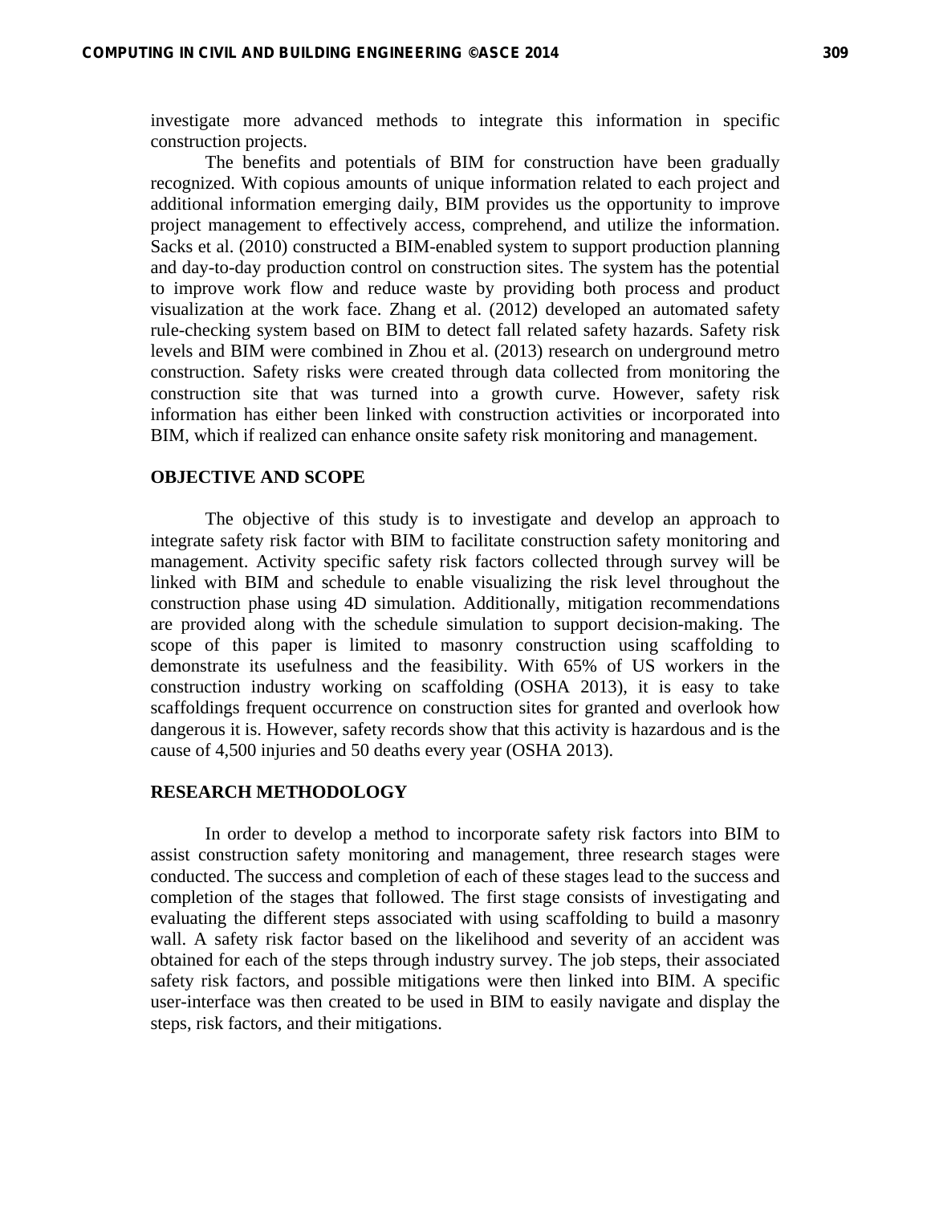investigate more advanced methods to integrate this information in specific construction projects.

The benefits and potentials of BIM for construction have been gradually recognized. With copious amounts of unique information related to each project and additional information emerging daily, BIM provides us the opportunity to improve project management to effectively access, comprehend, and utilize the information. Sacks et al. (2010) constructed a BIM-enabled system to support production planning and day-to-day production control on construction sites. The system has the potential to improve work flow and reduce waste by providing both process and product visualization at the work face. Zhang et al. (2012) developed an automated safety rule-checking system based on BIM to detect fall related safety hazards. Safety risk levels and BIM were combined in Zhou et al. (2013) research on underground metro construction. Safety risks were created through data collected from monitoring the construction site that was turned into a growth curve. However, safety risk information has either been linked with construction activities or incorporated into BIM, which if realized can enhance onsite safety risk monitoring and management.

## OBJECTIVE AND SCOPE

The objective of this study is to investigate and develop an approach to integrate safety risk factor with BIM to facilitate construction safety monitoring and management. Activity specific safety risk factors collected through survey will be linked with BIM and schedule to enable visualizing the risk level throughout the construction phase using 4D simulation. Additionally, mitigation recommendations are provided along with the schedule simulation to support decision-making. The scope of this paper is limited to masonry construction using scaffolding to demonstrate its usefulness and the feasibility. With 65% of US workers in the construction industry working on scaffolding (OSHA 2013), it is easy to take scaffoldings frequent occurrence on construction sites for granted and overlook how dangerous it is. However, safety records show that this activity is hazardous and is the cause of 4,500 injuries and 50 deaths every year (OSHA 2013).

## RESEARCH METHODOLOGY

In order to develop a method to incorporate safety risk factors into BIM to assist construction safety monitoring and management, three research stages were conducted. The success and completion of each of these stages lead to the success and completion of the stages that followed. The first stage consists of investigating and evaluating the different steps associated with using scaffolding to build a masonry wall. A safety risk factor based on the likelihood and severity of an accident was obtained for each of the steps through industry survey. The job steps, their associated safety risk factors, and possible mitigations were then linked into BIM. A specific user-interface was then created to be used in BIM to easily navigate and display the steps, risk factors, and their mitigations.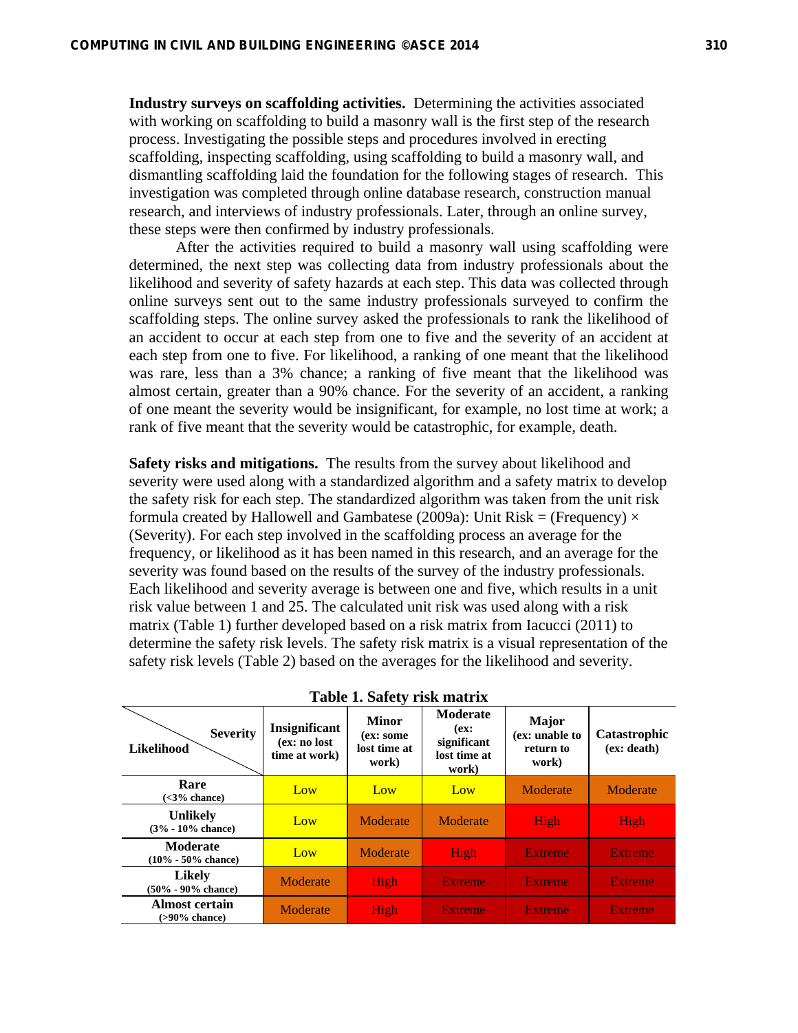**Industry surveys on scaffolding activities.** Determining the activities associated with working on scaffolding to build a masonry wall is the first step of the research process. Investigating the possible steps and procedures involved in erecting scaffolding, inspecting scaffolding, using scaffolding to build a masonry wall, and dismantling scaffolding laid the foundation for the following stages of research. This investigation was completed through online database research, construction manual research, and interviews of industry professionals. Later, through an online survey, these steps were then confirmed by industry professionals.

After the activities required to build a masonry wall using scaffolding were determined, the next step was collecting data from industry professionals about the likelihood and severity of safety hazards at each step. This data was collected through online surveys sent out to the same industry professionals surveyed to confirm the scaffolding steps. The online survey asked the professionals to rank the likelihood of an accident to occur at each step from one to five and the severity of an accident at each step from one to five. For likelihood, a ranking of one meant that the likelihood was rare, less than a 3% chance; a ranking of five meant that the likelihood was almost certain, greater than a 90% chance. For the severity of an accident, a ranking of one meant the severity would be insignificant, for example, no lost time at work; a rank of five meant that the severity would be catastrophic, for example, death.

**Safety risks and mitigations.** The results from the survey about likelihood and severity were used along with a standardized algorithm and a safety matrix to develop the safety risk for each step. The standardized algorithm was taken from the unit risk formula created by Hallowell and Gambatese (2009a): Unit Risk = (Frequency) × (Severity). For each step involved in the scaffolding process an average for the frequency, or likelihood as it has been named in this research, and an average for the severity was found based on the results of the survey of the industry professionals. Each likelihood and severity average is between one and five, which results in a unit risk value between 1 and 25. The calculated unit risk was used along with a risk matrix (Table 1) further developed based on a risk matrix from Iacucci (2011) to determine the safety risk levels. The safety risk matrix is a visual representation of the safety risk levels (Table 2) based on the averages for the likelihood and severity.

**Table 1. Safety risk matrix**

| Likelihood \ Severity | Insignificant (ex: no lost time at work) | Minor (ex: some lost time at work) | Moderate (ex: significant lost time at work) | Major (ex: unable to return to work) | Catastrophic (ex: death) |
|---|---|---|---|---|---|
| Rare (<3% chance) | Low | Low | Low | Moderate | Moderate |
| Unlikely (3% - 10% chance) | Low | Moderate | Moderate | High | High |
| Moderate (10% - 50% chance) | Low | Moderate | High | Extreme | Extreme |
| Likely (50% - 90% chance) | Moderate | High | Extreme | Extreme | Extreme |
| Almost certain (>90% chance) | Moderate | High | Extreme | Extreme | Extreme |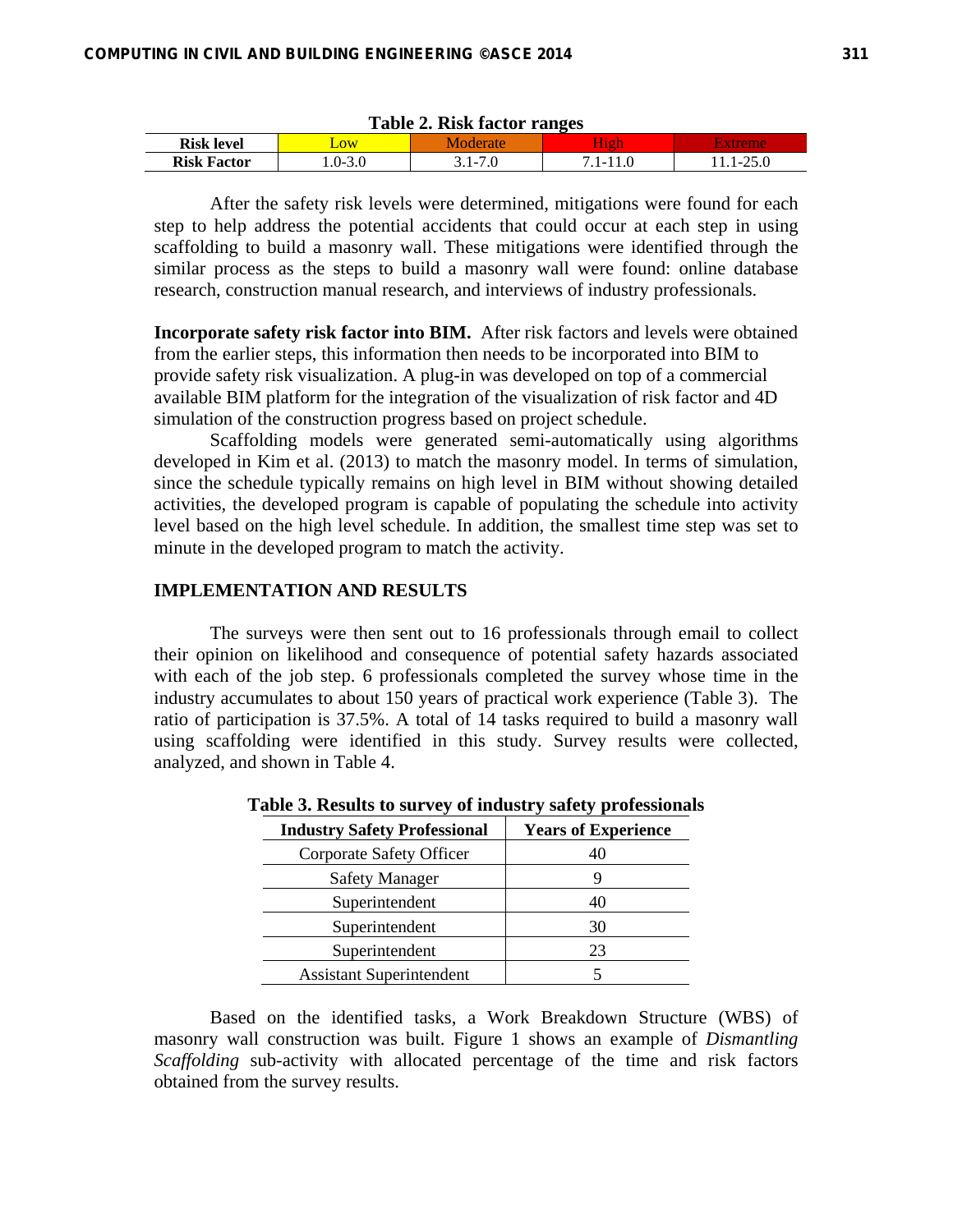**Table 2. Risk factor ranges**

| Risk level | Low | Moderate | High | Extreme |
|---|---|---|---|---|
| Risk Factor | 1.0-3.0 | 3.1-7.0 | 7.1-11.0 | 11.1-25.0 |

After the safety risk levels were determined, mitigations were found for each step to help address the potential accidents that could occur at each step in using scaffolding to build a masonry wall. These mitigations were identified through the similar process as the steps to build a masonry wall were found: online database research, construction manual research, and interviews of industry professionals.

**Incorporate safety risk factor into BIM.** After risk factors and levels were obtained from the earlier steps, this information then needs to be incorporated into BIM to provide safety risk visualization. A plug-in was developed on top of a commercial available BIM platform for the integration of the visualization of risk factor and 4D simulation of the construction progress based on project schedule.

Scaffolding models were generated semi-automatically using algorithms developed in Kim et al. (2013) to match the masonry model. In terms of simulation, since the schedule typically remains on high level in BIM without showing detailed activities, the developed program is capable of populating the schedule into activity level based on the high level schedule. In addition, the smallest time step was set to minute in the developed program to match the activity.

## IMPLEMENTATION AND RESULTS

The surveys were then sent out to 16 professionals through email to collect their opinion on likelihood and consequence of potential safety hazards associated with each of the job step. 6 professionals completed the survey whose time in the industry accumulates to about 150 years of practical work experience (Table 3). The ratio of participation is 37.5%. A total of 14 tasks required to build a masonry wall using scaffolding were identified in this study. Survey results were collected, analyzed, and shown in Table 4.

**Table 3. Results to survey of industry safety professionals**

| Industry Safety Professional | Years of Experience |
|---|---|
| Corporate Safety Officer | 40 |
| Safety Manager | 9 |
| Superintendent | 40 |
| Superintendent | 30 |
| Superintendent | 23 |
| Assistant Superintendent | 5 |

Based on the identified tasks, a Work Breakdown Structure (WBS) of masonry wall construction was built. Figure 1 shows an example of *Dismantling Scaffolding* sub-activity with allocated percentage of the time and risk factors obtained from the survey results.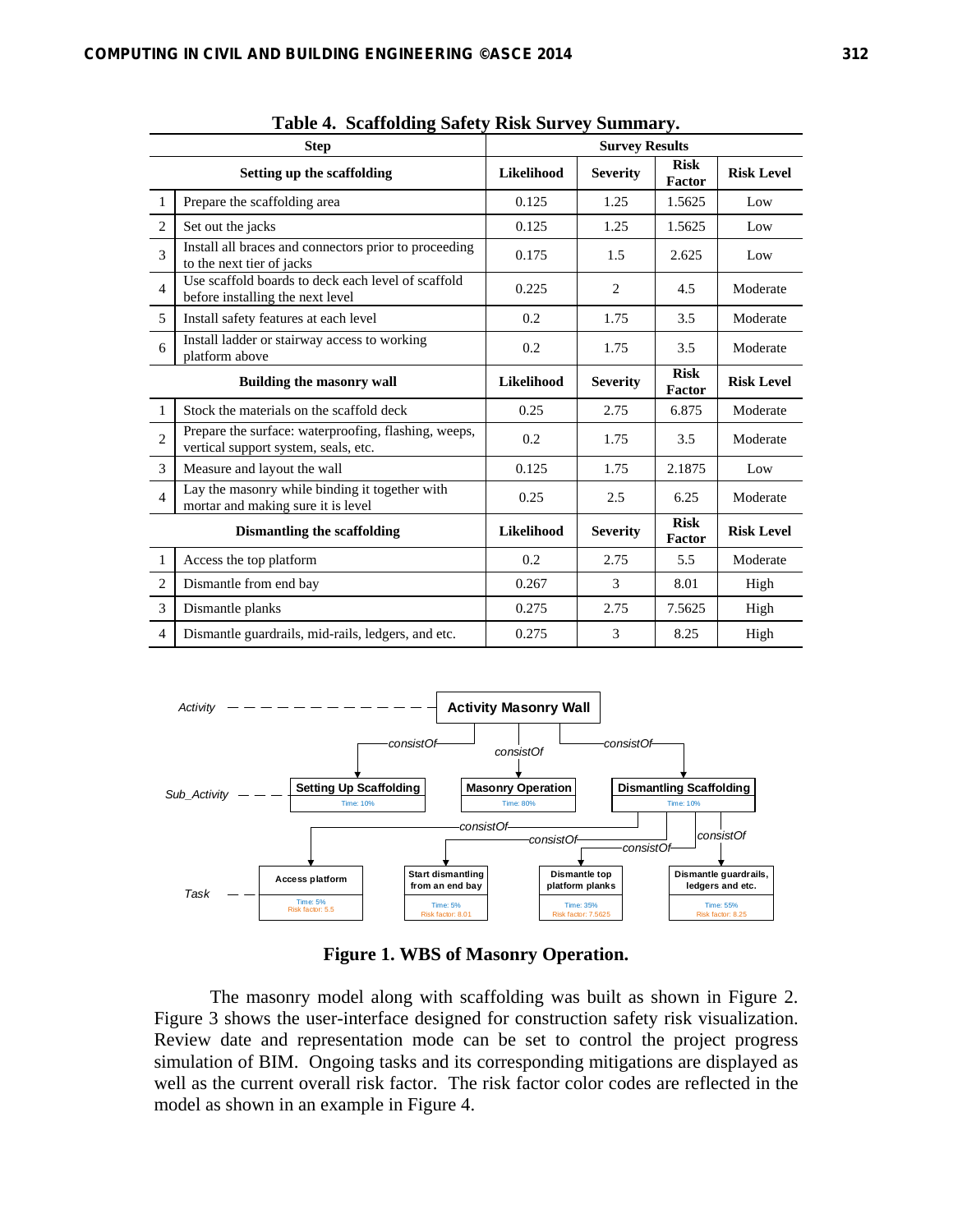**Table 4. Scaffolding Safety Risk Survey Summary.**

| Step | | Survey Results | | | |
|---|---|---|---|---|---|
| **Setting up the scaffolding** | | **Likelihood** | **Severity** | **Risk Factor** | **Risk Level** |
| 1 | Prepare the scaffolding area | 0.125 | 1.25 | 1.5625 | Low |
| 2 | Set out the jacks | 0.125 | 1.25 | 1.5625 | Low |
| 3 | Install all braces and connectors prior to proceeding to the next tier of jacks | 0.175 | 1.5 | 2.625 | Low |
| 4 | Use scaffold boards to deck each level of scaffold before installing the next level | 0.225 | 2 | 4.5 | Moderate |
| 5 | Install safety features at each level | 0.2 | 1.75 | 3.5 | Moderate |
| 6 | Install ladder or stairway access to working platform above | 0.2 | 1.75 | 3.5 | Moderate |
| **Building the masonry wall** | | **Likelihood** | **Severity** | **Risk Factor** | **Risk Level** |
| 1 | Stock the materials on the scaffold deck | 0.25 | 2.75 | 6.875 | Moderate |
| 2 | Prepare the surface: waterproofing, flashing, weeps, vertical support system, seals, etc. | 0.2 | 1.75 | 3.5 | Moderate |
| 3 | Measure and layout the wall | 0.125 | 1.75 | 2.1875 | Low |
| 4 | Lay the masonry while binding it together with mortar and making sure it is level | 0.25 | 2.5 | 6.25 | Moderate |
| **Dismantling the scaffolding** | | **Likelihood** | **Severity** | **Risk Factor** | **Risk Level** |
| 1 | Access the top platform | 0.2 | 2.75 | 5.5 | Moderate |
| 2 | Dismantle from end bay | 0.267 | 3 | 8.01 | High |
| 3 | Dismantle planks | 0.275 | 2.75 | 7.5625 | High |
| 4 | Dismantle guardrails, mid-rails, ledgers, and etc. | 0.275 | 3 | 8.25 | High |

**Figure 1. WBS of Masonry Operation.**

The masonry model along with scaffolding was built as shown in Figure 2. Figure 3 shows the user-interface designed for construction safety risk visualization. Review date and representation mode can be set to control the project progress simulation of BIM. Ongoing tasks and its corresponding mitigations are displayed as well as the current overall risk factor. The risk factor color codes are reflected in the model as shown in an example in Figure 4.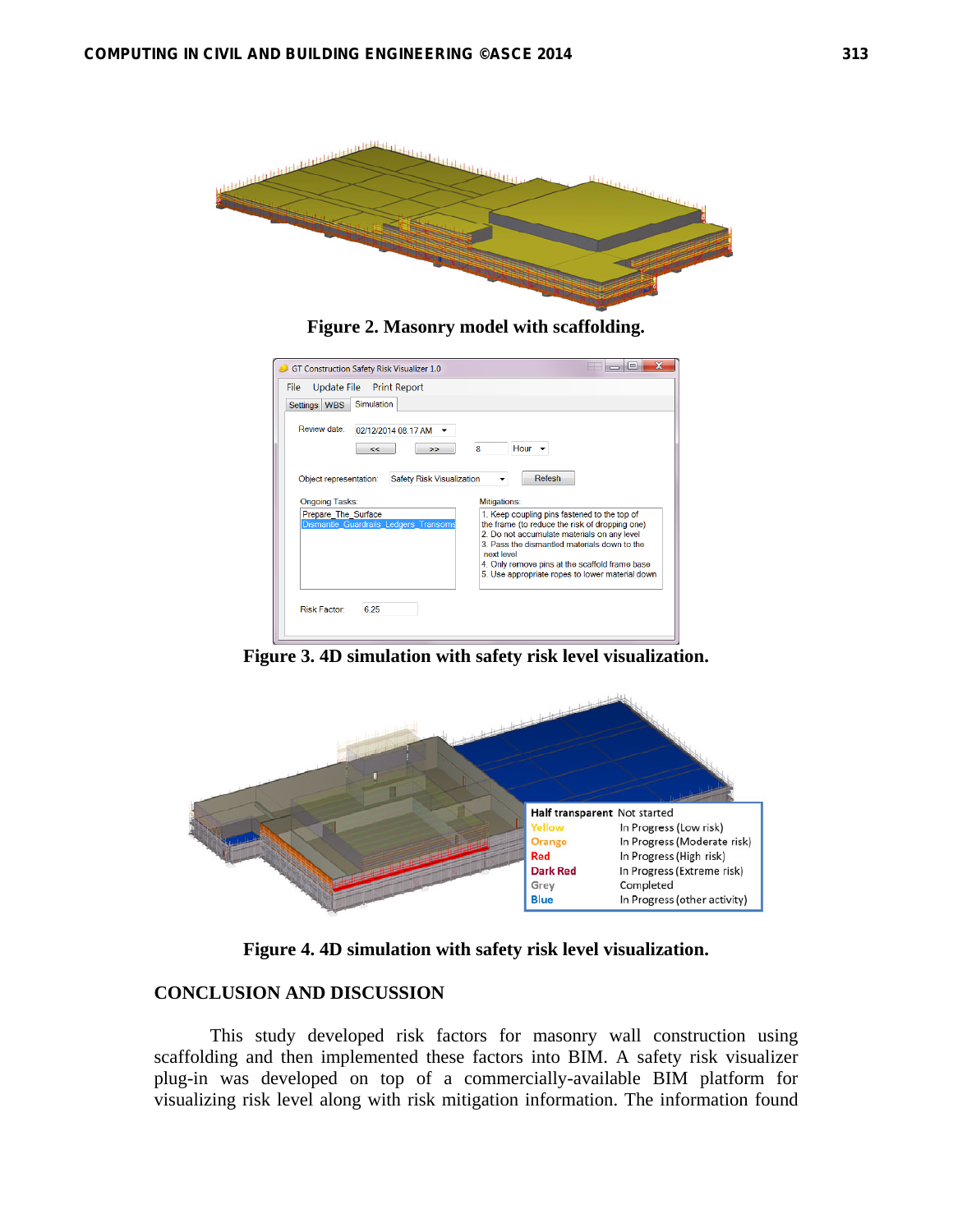Figure 2. Masonry model with scaffolding.

Figure 3. 4D simulation with safety risk level visualization.

Figure 4. 4D simulation with safety risk level visualization.

## CONCLUSION AND DISCUSSION

This study developed risk factors for masonry wall construction using scaffolding and then implemented these factors into BIM. A safety risk visualizer plug-in was developed on top of a commercially-available BIM platform for visualizing risk level along with risk mitigation information. The information found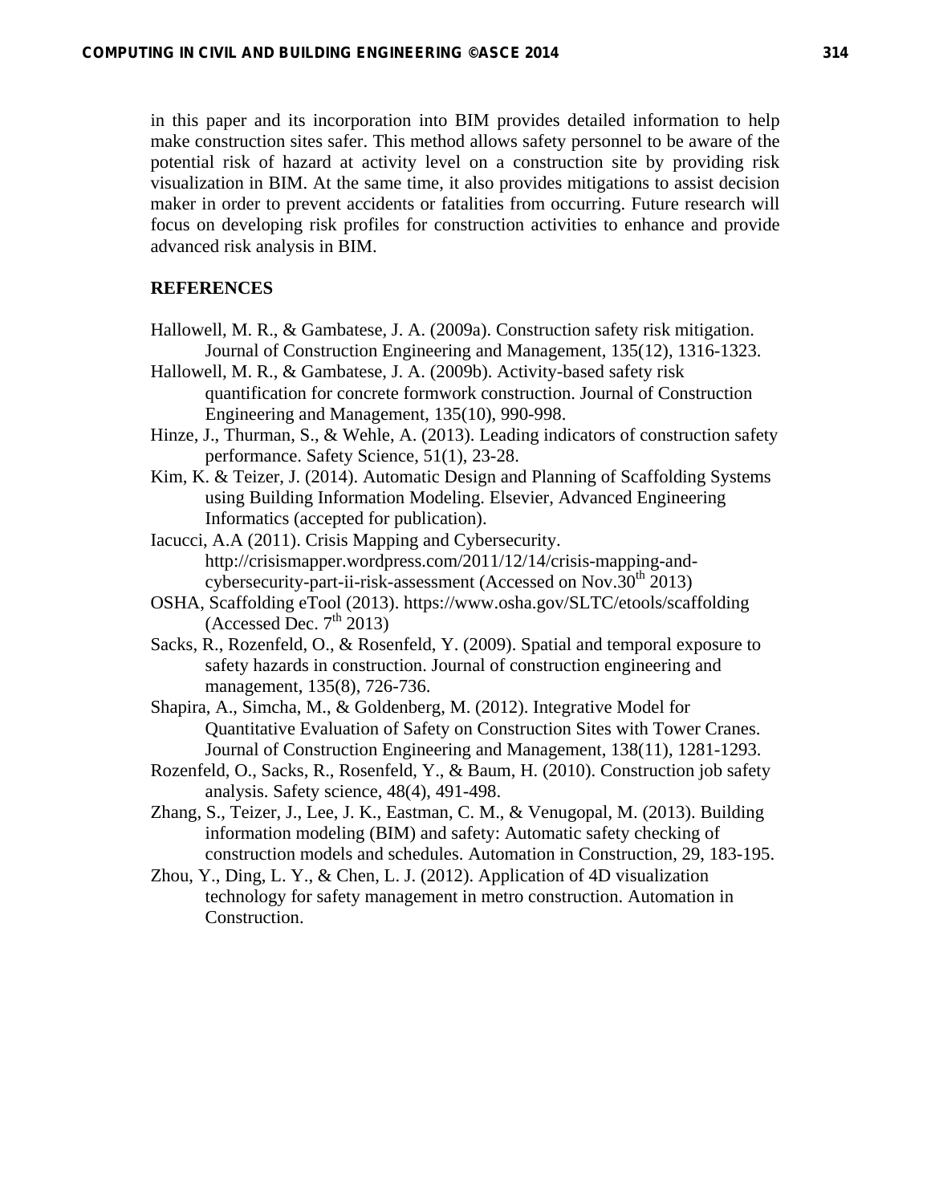in this paper and its incorporation into BIM provides detailed information to help make construction sites safer. This method allows safety personnel to be aware of the potential risk of hazard at activity level on a construction site by providing risk visualization in BIM. At the same time, it also provides mitigations to assist decision maker in order to prevent accidents or fatalities from occurring. Future research will focus on developing risk profiles for construction activities to enhance and provide advanced risk analysis in BIM.

## REFERENCES

Hallowell, M. R., & Gambatese, J. A. (2009a). Construction safety risk mitigation. Journal of Construction Engineering and Management, 135(12), 1316-1323.

Hallowell, M. R., & Gambatese, J. A. (2009b). Activity-based safety risk quantification for concrete formwork construction. Journal of Construction Engineering and Management, 135(10), 990-998.

Hinze, J., Thurman, S., & Wehle, A. (2013). Leading indicators of construction safety performance. Safety Science, 51(1), 23-28.

Kim, K. & Teizer, J. (2014). Automatic Design and Planning of Scaffolding Systems using Building Information Modeling. Elsevier, Advanced Engineering Informatics (accepted for publication).

Iacucci, A.A (2011). Crisis Mapping and Cybersecurity. http://crisismapper.wordpress.com/2011/12/14/crisis-mapping-and-cybersecurity-part-ii-risk-assessment (Accessed on Nov.30th 2013)

OSHA, Scaffolding eTool (2013). https://www.osha.gov/SLTC/etools/scaffolding (Accessed Dec. 7th 2013)

Sacks, R., Rozenfeld, O., & Rosenfeld, Y. (2009). Spatial and temporal exposure to safety hazards in construction. Journal of construction engineering and management, 135(8), 726-736.

Shapira, A., Simcha, M., & Goldenberg, M. (2012). Integrative Model for Quantitative Evaluation of Safety on Construction Sites with Tower Cranes. Journal of Construction Engineering and Management, 138(11), 1281-1293.

Rozenfeld, O., Sacks, R., Rosenfeld, Y., & Baum, H. (2010). Construction job safety analysis. Safety science, 48(4), 491-498.

Zhang, S., Teizer, J., Lee, J. K., Eastman, C. M., & Venugopal, M. (2013). Building information modeling (BIM) and safety: Automatic safety checking of construction models and schedules. Automation in Construction, 29, 183-195.

Zhou, Y., Ding, L. Y., & Chen, L. J. (2012). Application of 4D visualization technology for safety management in metro construction. Automation in Construction.